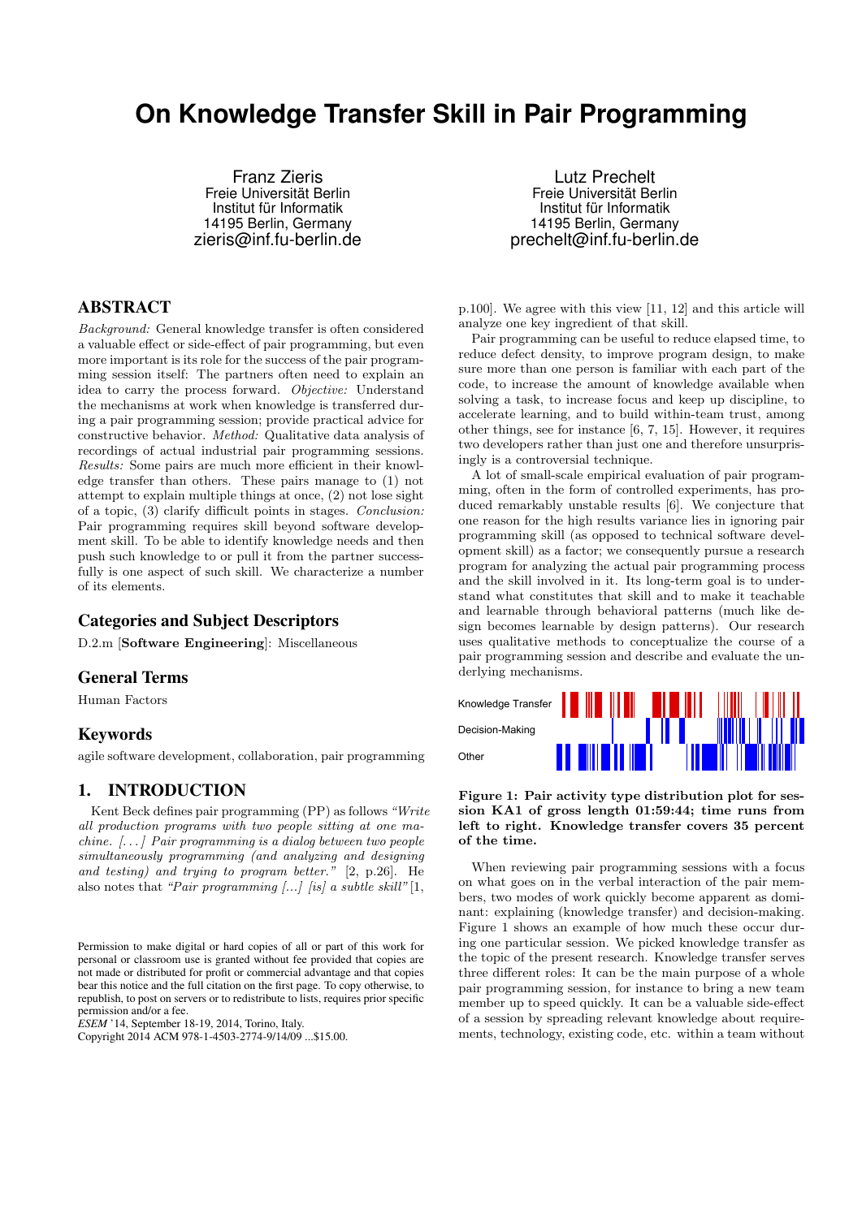# On Knowledge Transfer Skill in Pair Programming

Franz Zieris
Freie Universität Berlin
Institut für Informatik
14195 Berlin, Germany
zieris@inf.fu-berlin.de

Lutz Prechelt
Freie Universität Berlin
Institut für Informatik
14195 Berlin, Germany
prechelt@inf.fu-berlin.de

## ABSTRACT

*Background:* General knowledge transfer is often considered a valuable effect or side-effect of pair programming, but even more important is its role for the success of the pair programming session itself: The partners often need to explain an idea to carry the process forward. *Objective:* Understand the mechanisms at work when knowledge is transferred during a pair programming session; provide practical advice for constructive behavior. *Method:* Qualitative data analysis of recordings of actual industrial pair programming sessions. *Results:* Some pairs are much more efficient in their knowledge transfer than others. These pairs manage to (1) not attempt to explain multiple things at once, (2) not lose sight of a topic, (3) clarify difficult points in stages. *Conclusion:* Pair programming requires skill beyond software development skill. To be able to identify knowledge needs and then push such knowledge to or pull it from the partner successfully is one aspect of such skill. We characterize a number of its elements.

## Categories and Subject Descriptors

D.2.m [**Software Engineering**]: Miscellaneous

## General Terms

Human Factors

## Keywords

agile software development, collaboration, pair programming

## 1. INTRODUCTION

Kent Beck defines pair programming (PP) as follows *"Write all production programs with two people sitting at one machine. [...] Pair programming is a dialog between two people simultaneously programming (and analyzing and designing and testing) and trying to program better."* [2, p.26]. He also notes that *"Pair programming [...] [is] a subtle skill"* [1, p.100]. We agree with this view [11, 12] and this article will analyze one key ingredient of that skill.

Pair programming can be useful to reduce elapsed time, to reduce defect density, to improve program design, to make sure more than one person is familiar with each part of the code, to increase the amount of knowledge available when solving a task, to increase focus and keep up discipline, to accelerate learning, and to build within-team trust, among other things, see for instance [6, 7, 15]. However, it requires two developers rather than just one and therefore unsurprisingly is a controversial technique.

A lot of small-scale empirical evaluation of pair programming, often in the form of controlled experiments, has produced remarkably unstable results [6]. We conjecture that one reason for the high results variance lies in ignoring pair programming skill (as opposed to technical software development skill) as a factor; we consequently pursue a research program for analyzing the actual pair programming process and the skill involved in it. Its long-term goal is to understand what constitutes that skill and to make it teachable and learnable through behavioral patterns (much like design becomes learnable by design patterns). Our research uses qualitative methods to conceptualize the course of a pair programming session and describe and evaluate the underlying mechanisms.

**Figure 1: Pair activity type distribution plot for session KA1 of gross length 01:59:44; time runs from left to right. Knowledge transfer covers 35 percent of the time.**

When reviewing pair programming sessions with a focus on what goes on in the verbal interaction of the pair members, two modes of work quickly become apparent as dominant: explaining (knowledge transfer) and decision-making. Figure 1 shows an example of how much these occur during one particular session. We picked knowledge transfer as the topic of the present research. Knowledge transfer serves three different roles: It can be the main purpose of a whole pair programming session, for instance to bring a new team member up to speed quickly. It can be a valuable side-effect of a session by spreading relevant knowledge about requirements, technology, existing code, etc. within a team without

Permission to make digital or hard copies of all or part of this work for personal or classroom use is granted without fee provided that copies are not made or distributed for profit or commercial advantage and that copies bear this notice and the full citation on the first page. To copy otherwise, to republish, to post on servers or to redistribute to lists, requires prior specific permission and/or a fee.
*ESEM* '14, September 18-19, 2014, Torino, Italy.
Copyright 2014 ACM 978-1-4503-2774-9/14/09 ...$15.00.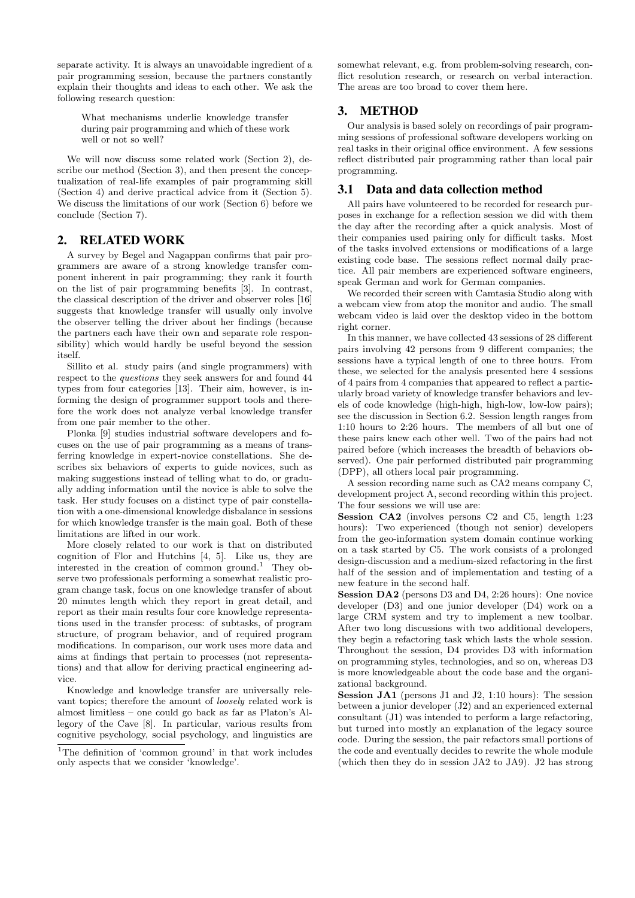separate activity. It is always an unavoidable ingredient of a pair programming session, because the partners constantly explain their thoughts and ideas to each other. We ask the following research question:

> What mechanisms underlie knowledge transfer during pair programming and which of these work well or not so well?

We will now discuss some related work (Section 2), describe our method (Section 3), and then present the conceptualization of real-life examples of pair programming skill (Section 4) and derive practical advice from it (Section 5). We discuss the limitations of our work (Section 6) before we conclude (Section 7).

## 2. RELATED WORK

A survey by Begel and Nagappan confirms that pair programmers are aware of a strong knowledge transfer component inherent in pair programming; they rank it fourth on the list of pair programming benefits [3]. In contrast, the classical description of the driver and observer roles [16] suggests that knowledge transfer will usually only involve the observer telling the driver about her findings (because the partners each have their own and separate role responsibility) which would hardly be useful beyond the session itself.

Sillito et al. study pairs (and single programmers) with respect to the *questions* they seek answers for and found 44 types from four categories [13]. Their aim, however, is informing the design of programmer support tools and therefore the work does not analyze verbal knowledge transfer from one pair member to the other.

Plonka [9] studies industrial software developers and focuses on the use of pair programming as a means of transferring knowledge in expert-novice constellations. She describes six behaviors of experts to guide novices, such as making suggestions instead of telling what to do, or gradually adding information until the novice is able to solve the task. Her study focuses on a distinct type of pair constellation with a one-dimensional knowledge disbalance in sessions for which knowledge transfer is the main goal. Both of these limitations are lifted in our work.

More closely related to our work is that on distributed cognition of Flor and Hutchins [4, 5]. Like us, they are interested in the creation of common ground.[1] They observe two professionals performing a somewhat realistic program change task, focus on one knowledge transfer of about 20 minutes length which they report in great detail, and report as their main results four core knowledge representations used in the transfer process: of subtasks, of program structure, of program behavior, and of required program modifications. In comparison, our work uses more data and aims at findings that pertain to processes (not representations) and that allow for deriving practical engineering advice.

Knowledge and knowledge transfer are universally relevant topics; therefore the amount of *loosely* related work is almost limitless – one could go back as far as Platon's Allegory of the Cave [8]. In particular, various results from cognitive psychology, social psychology, and linguistics are somewhat relevant, e.g. from problem-solving research, conflict resolution research, or research on verbal interaction. The areas are too broad to cover them here.

[1]The definition of 'common ground' in that work includes only aspects that we consider 'knowledge'.

## 3. METHOD

Our analysis is based solely on recordings of pair programming sessions of professional software developers working on real tasks in their original office environment. A few sessions reflect distributed pair programming rather than local pair programming.

### 3.1 Data and data collection method

All pairs have volunteered to be recorded for research purposes in exchange for a reflection session we did with them the day after the recording after a quick analysis. Most of their companies used pairing only for difficult tasks. Most of the tasks involved extensions or modifications of a large existing code base. The sessions reflect normal daily practice. All pair members are experienced software engineers, speak German and work for German companies.

We recorded their screen with Camtasia Studio along with a webcam view from atop the monitor and audio. The small webcam video is laid over the desktop video in the bottom right corner.

In this manner, we have collected 43 sessions of 28 different pairs involving 42 persons from 9 different companies; the sessions have a typical length of one to three hours. From these, we selected for the analysis presented here 4 sessions of 4 pairs from 4 companies that appeared to reflect a particularly broad variety of knowledge transfer behaviors and levels of code knowledge (high-high, high-low, low-low pairs); see the discussion in Section 6.2. Session length ranges from 1:10 hours to 2:26 hours. The members of all but one of these pairs knew each other well. Two of the pairs had not paired before (which increases the breadth of behaviors observed). One pair performed distributed pair programming (DPP), all others local pair programming.

A session recording name such as CA2 means company C, development project A, second recording within this project. The four sessions we will use are:

**Session CA2** (involves persons C2 and C5, length 1:23 hours): Two experienced (though not senior) developers from the geo-information system domain continue working on a task started by C5. The work consists of a prolonged design-discussion and a medium-sized refactoring in the first half of the session and of implementation and testing of a new feature in the second half.

**Session DA2** (persons D3 and D4, 2:26 hours): One novice developer (D3) and one junior developer (D4) work on a large CRM system and try to implement a new toolbar. After two long discussions with two additional developers, they begin a refactoring task which lasts the whole session. Throughout the session, D4 provides D3 with information on programming styles, technologies, and so on, whereas D3 is more knowledgeable about the code base and the organizational background.

**Session JA1** (persons J1 and J2, 1:10 hours): The session between a junior developer (J2) and an experienced external consultant (J1) was intended to perform a large refactoring, but turned into mostly an explanation of the legacy source code. During the session, the pair refactors small portions of the code and eventually decides to rewrite the whole module (which then they do in session JA2 to JA9). J2 has strong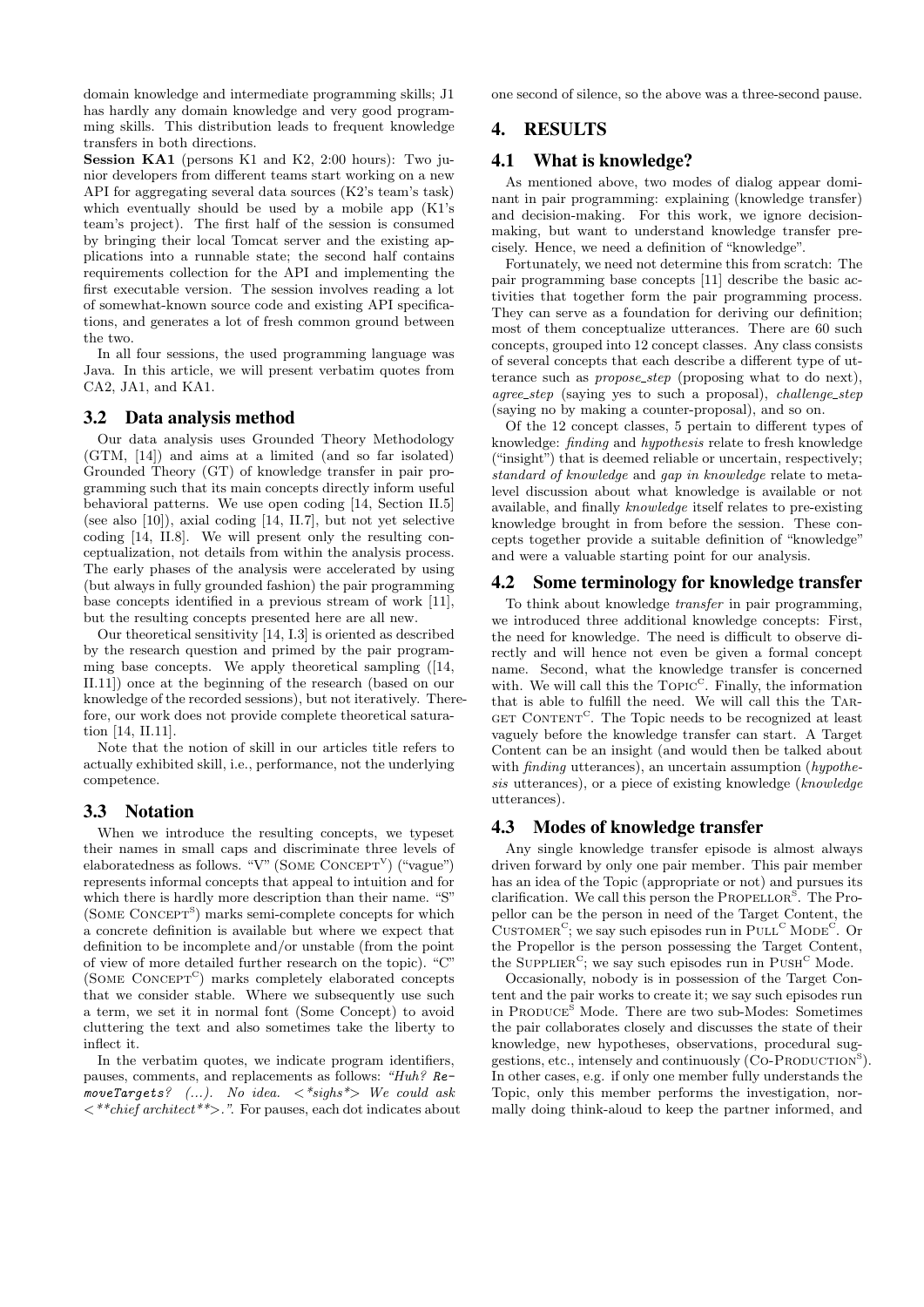domain knowledge and intermediate programming skills; J1 has hardly any domain knowledge and very good programming skills. This distribution leads to frequent knowledge transfers in both directions.

**Session KA1** (persons K1 and K2, 2:00 hours): Two junior developers from different teams start working on a new API for aggregating several data sources (K2's team's task) which eventually should be used by a mobile app (K1's team's project). The first half of the session is consumed by bringing their local Tomcat server and the existing applications into a runnable state; the second half contains requirements collection for the API and implementing the first executable version. The session involves reading a lot of somewhat-known source code and existing API specifications, and generates a lot of fresh common ground between the two.

In all four sessions, the used programming language was Java. In this article, we will present verbatim quotes from CA2, JA1, and KA1.

### 3.2 Data analysis method

Our data analysis uses Grounded Theory Methodology (GTM, [14]) and aims at a limited (and so far isolated) Grounded Theory (GT) of knowledge transfer in pair programming such that its main concepts directly inform useful behavioral patterns. We use open coding [14, Section II.5] (see also [10]), axial coding [14, II.7], but not yet selective coding [14, II.8]. We will present only the resulting conceptualization, not details from within the analysis process. The early phases of the analysis were accelerated by using (but always in fully grounded fashion) the pair programming base concepts identified in a previous stream of work [11], but the resulting concepts presented here are all new.

Our theoretical sensitivity [14, I.3] is oriented as described by the research question and primed by the pair programming base concepts. We apply theoretical sampling ([14, II.11]) once at the beginning of the research (based on our knowledge of the recorded sessions), but not iteratively. Therefore, our work does not provide complete theoretical saturation [14, II.11].

Note that the notion of skill in our articles title refers to actually exhibited skill, i.e., performance, not the underlying competence.

### 3.3 Notation

When we introduce the resulting concepts, we typeset their names in small caps and discriminate three levels of elaboratedness as follows. "V" (SOME CONCEPT[V]) ("vague") represents informal concepts that appeal to intuition and for which there is hardly more description than their name. "S" (SOME CONCEPT[S]) marks semi-complete concepts for which a concrete definition is available but where we expect that definition to be incomplete and/or unstable (from the point of view of more detailed further research on the topic). "C" (SOME CONCEPT[C]) marks completely elaborated concepts that we consider stable. Where we subsequently use such a term, we set it in normal font (Some Concept) to avoid cluttering the text and also sometimes take the liberty to inflect it.

In the verbatim quotes, we indicate program identifiers, pauses, comments, and replacements as follows: *"Huh? `RemoveTargets`? (...). No idea. <\*sighs\*> We could ask <\*\*chief architect\*\*>."*. For pauses, each dot indicates about one second of silence, so the above was a three-second pause.

## 4. RESULTS

### 4.1 What is knowledge?

As mentioned above, two modes of dialog appear dominant in pair programming: explaining (knowledge transfer) and decision-making. For this work, we ignore decision-making, but want to understand knowledge transfer precisely. Hence, we need a definition of "knowledge".

Fortunately, we need not determine this from scratch: The pair programming base concepts [11] describe the basic activities that together form the pair programming process. They can serve as a foundation for deriving our definition; most of them conceptualize utterances. There are 60 such concepts, grouped into 12 concept classes. Any class consists of several concepts that each describe a different type of utterance such as *propose_step* (proposing what to do next), *agree_step* (saying yes to such a proposal), *challenge_step* (saying no by making a counter-proposal), and so on.

Of the 12 concept classes, 5 pertain to different types of knowledge: *finding* and *hypothesis* relate to fresh knowledge ("insight") that is deemed reliable or uncertain, respectively; *standard of knowledge* and *gap in knowledge* relate to meta-level discussion about what knowledge is available or not available, and finally *knowledge* itself relates to pre-existing knowledge brought in from before the session. These concepts together provide a suitable definition of "knowledge" and were a valuable starting point for our analysis.

### 4.2 Some terminology for knowledge transfer

To think about knowledge *transfer* in pair programming, we introduced three additional knowledge concepts: First, the need for knowledge. The need is difficult to observe directly and will hence not even be given a formal concept name. Second, what the knowledge transfer is concerned with. We will call this the TOPIC[C]. Finally, the information that is able to fulfill the need. We will call this the TARGET CONTENT[C]. The Topic needs to be recognized at least vaguely before the knowledge transfer can start. A Target Content can be an insight (and would then be talked about with *finding* utterances), an uncertain assumption (*hypothesis* utterances), or a piece of existing knowledge (*knowledge* utterances).

### 4.3 Modes of knowledge transfer

Any single knowledge transfer episode is almost always driven forward by only one pair member. This pair member has an idea of the Topic (appropriate or not) and pursues its clarification. We call this person the PROPELLOR[S]. The Propellor can be the person in need of the Target Content, the CUSTOMER[C]; we say such episodes run in PULL[C] MODE[C]. Or the Propellor is the person possessing the Target Content, the SUPPLIER[C]; we say such episodes run in PUSH[C] Mode.

Occasionally, nobody is in possession of the Target Content and the pair works to create it; we say such episodes run in PRODUCE[S] Mode. There are two sub-Modes: Sometimes the pair collaborates closely and discusses the state of their knowledge, new hypotheses, observations, procedural suggestions, etc., intensely and continuously (CO-PRODUCTION[S]). In other cases, e.g. if only one member fully understands the Topic, only this member performs the investigation, normally doing think-aloud to keep the partner informed, and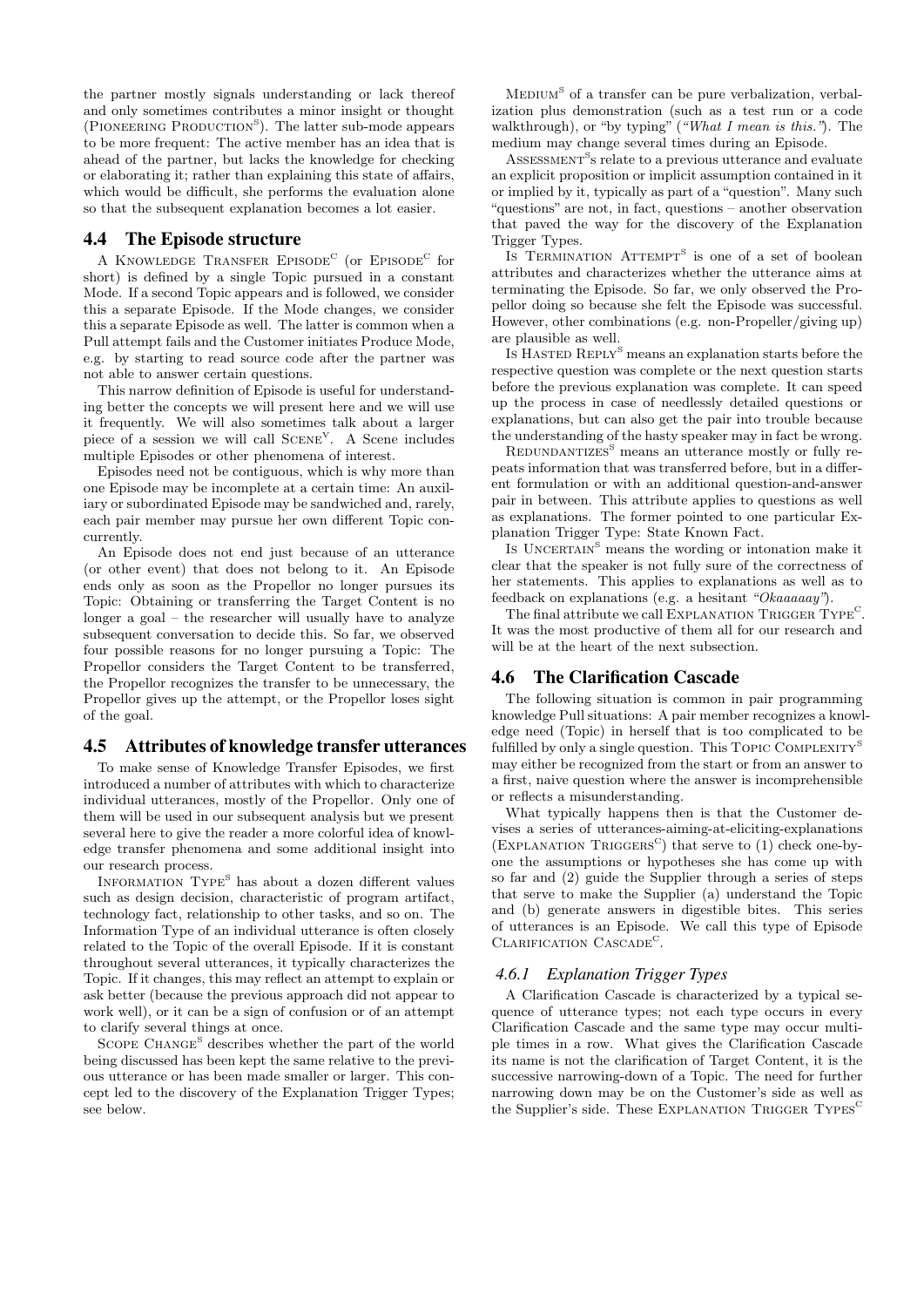the partner mostly signals understanding or lack thereof and only sometimes contributes a minor insight or thought (Pioneering Production[S]). The latter sub-mode appears to be more frequent: The active member has an idea that is ahead of the partner, but lacks the knowledge for checking or elaborating it; rather than explaining this state of affairs, which would be difficult, she performs the evaluation alone so that the subsequent explanation becomes a lot easier.

## 4.4 The Episode structure

A Knowledge Transfer Episode[C] (or Episode[C] for short) is defined by a single Topic pursued in a constant Mode. If a second Topic appears and is followed, we consider this a separate Episode. If the Mode changes, we consider this a separate Episode as well. The latter is common when a Pull attempt fails and the Customer initiates Produce Mode, e.g. by starting to read source code after the partner was not able to answer certain questions.

This narrow definition of Episode is useful for understanding better the concepts we will present here and we will use it frequently. We will also sometimes talk about a larger piece of a session we will call Scene[V]. A Scene includes multiple Episodes or other phenomena of interest.

Episodes need not be contiguous, which is why more than one Episode may be incomplete at a certain time: An auxiliary or subordinated Episode may be sandwiched and, rarely, each pair member may pursue her own different Topic concurrently.

An Episode does not end just because of an utterance (or other event) that does not belong to it. An Episode ends only as soon as the Propellor no longer pursues its Topic: Obtaining or transferring the Target Content is no longer a goal – the researcher will usually have to analyze subsequent conversation to decide this. So far, we observed four possible reasons for no longer pursuing a Topic: The Propellor considers the Target Content to be transferred, the Propellor recognizes the transfer to be unnecessary, the Propellor gives up the attempt, or the Propellor loses sight of the goal.

## 4.5 Attributes of knowledge transfer utterances

To make sense of Knowledge Transfer Episodes, we first introduced a number of attributes with which to characterize individual utterances, mostly of the Propellor. Only one of them will be used in our subsequent analysis but we present several here to give the reader a more colorful idea of knowledge transfer phenomena and some additional insight into our research process.

Information Type[S] has about a dozen different values such as design decision, characteristic of program artifact, technology fact, relationship to other tasks, and so on. The Information Type of an individual utterance is often closely related to the Topic of the overall Episode. If it is constant throughout several utterances, it typically characterizes the Topic. If it changes, this may reflect an attempt to explain or ask better (because the previous approach did not appear to work well), or it can be a sign of confusion or of an attempt to clarify several things at once.

Scope Change[S] describes whether the part of the world being discussed has been kept the same relative to the previous utterance or has been made smaller or larger. This concept led to the discovery of the Explanation Trigger Types; see below.

Medium[S] of a transfer can be pure verbalization, verbalization plus demonstration (such as a test run or a code walkthrough), or "by typing" (*"What I mean is this."*). The medium may change several times during an Episode.

Assessment[S]s relate to a previous utterance and evaluate an explicit proposition or implicit assumption contained in it or implied by it, typically as part of a "question". Many such "questions" are not, in fact, questions – another observation that paved the way for the discovery of the Explanation Trigger Types.

Is Termination Attempt[S] is one of a set of boolean attributes and characterizes whether the utterance aims at terminating the Episode. So far, we only observed the Propellor doing so because she felt the Episode was successful. However, other combinations (e.g. non-Propeller/giving up) are plausible as well.

Is Hasted Reply[S] means an explanation starts before the respective question was complete or the next question starts before the previous explanation was complete. It can speed up the process in case of needlessly detailed questions or explanations, but can also get the pair into trouble because the understanding of the hasty speaker may in fact be wrong.

Redundantizes[S] means an utterance mostly or fully repeats information that was transferred before, but in a different formulation or with an additional question-and-answer pair in between. This attribute applies to questions as well as explanations. The former pointed to one particular Explanation Trigger Type: State Known Fact.

Is Uncertain[S] means the wording or intonation make it clear that the speaker is not fully sure of the correctness of her statements. This applies to explanations as well as to feedback on explanations (e.g. a hesitant *"Okaaaaay"*).

The final attribute we call Explanation Trigger Type[C]. It was the most productive of them all for our research and will be at the heart of the next subsection.

## 4.6 The Clarification Cascade

The following situation is common in pair programming knowledge Pull situations: A pair member recognizes a knowledge need (Topic) in herself that is too complicated to be fulfilled by only a single question. This Topic Complexity[S] may either be recognized from the start or from an answer to a first, naive question where the answer is incomprehensible or reflects a misunderstanding.

What typically happens then is that the Customer devises a series of utterances-aiming-at-eliciting-explanations (Explanation Triggers[C]) that serve to (1) check one-by-one the assumptions or hypotheses she has come up with so far and (2) guide the Supplier through a series of steps that serve to make the Supplier (a) understand the Topic and (b) generate answers in digestible bites. This series of utterances is an Episode. We call this type of Episode Clarification Cascade[C].

### 4.6.1 Explanation Trigger Types

A Clarification Cascade is characterized by a typical sequence of utterance types; not each type occurs in every Clarification Cascade and the same type may occur multiple times in a row. What gives the Clarification Cascade its name is not the clarification of Target Content, it is the successive narrowing-down of a Topic. The need for further narrowing down may be on the Customer's side as well as the Supplier's side. These Explanation Trigger Types[C]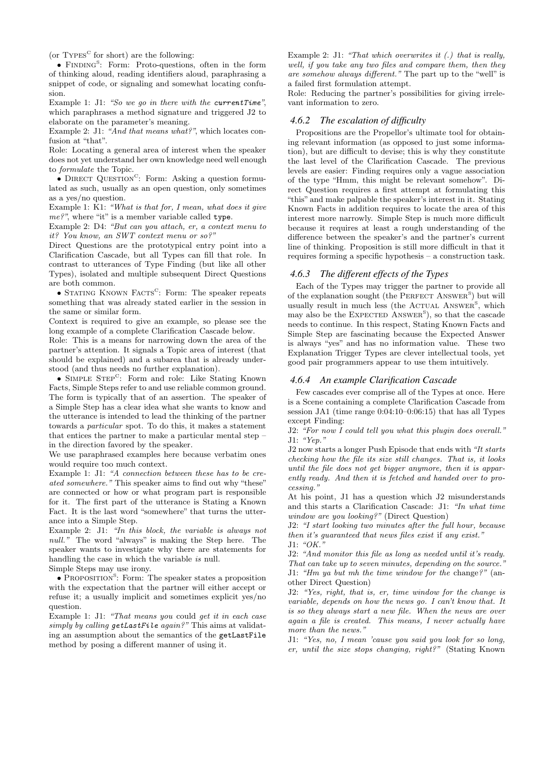(or TYPES$^{C}$ for short) are the following:

• FINDING$^{S}$: Form: Proto-questions, often in the form of thinking aloud, reading identifiers aloud, paraphrasing a snippet of code, or signaling and somewhat locating confusion.

Example 1: J1: *"So we go in there with the `currentTime`"*, which paraphrases a method signature and triggered J2 to elaborate on the parameter's meaning.

Example 2: J1: *"And that means what?"*, which locates confusion at "that".

Role: Locating a general area of interest when the speaker does not yet understand her own knowledge need well enough to *formulate* the Topic.

• DIRECT QUESTION$^{C}$: Form: Asking a question formulated as such, usually as an open question, only sometimes as a yes/no question.

Example 1: K1: *"What is that for, I mean, what does it give me?"*, where "it" is a member variable called `type`.

Example 2: D4: *"But can you attach, er, a context menu to it? You know, an SWT context menu or so?"*

Direct Questions are the prototypical entry point into a Clarification Cascade, but all Types can fill that role. In contrast to utterances of Type Finding (but like all other Types), isolated and multiple subsequent Direct Questions are both common.

• STATING KNOWN FACTS$^{C}$: Form: The speaker repeats something that was already stated earlier in the session in the same or similar form.

Context is required to give an example, so please see the long example of a complete Clarification Cascade below.

Role: This is a means for narrowing down the area of the partner's attention. It signals a Topic area of interest (that should be explained) and a subarea that is already understood (and thus needs no further explanation).

• SIMPLE STEP$^{C}$: Form and role: Like Stating Known Facts, Simple Steps refer to and use reliable common ground. The form is typically that of an assertion. The speaker of a Simple Step has a clear idea what she wants to know and the utterance is intended to lead the thinking of the partner towards a *particular* spot. To do this, it makes a statement that entices the partner to make a particular mental step – in the direction favored by the speaker.

We use paraphrased examples here because verbatim ones would require too much context.

Example 1: J1: *"A connection between these has to be created somewhere."* This speaker aims to find out why "these" are connected or how or what program part is responsible for it. The first part of the utterance is Stating a Known Fact. It is the last word "somewhere" that turns the utterance into a Simple Step.

Example 2: J1: *"In this block, the variable is always not null."* The word "always" is making the Step here. The speaker wants to investigate why there are statements for handling the case in which the variable *is* null.

Simple Steps may use irony.

• PROPOSITION$^{S}$: Form: The speaker states a proposition with the expectation that the partner will either accept or refuse it; a usually implicit and sometimes explicit yes/no question.

Example 1: J1: *"That means you* could *get it in each case simply by calling `getLastFile` again?"* This aims at validating an assumption about the semantics of the `getLastFile` method by posing a different manner of using it.

Example 2: J1: *"That which overwrites it (.) that is really, well, if you take any two files and compare them, then they are somehow always different."* The part up to the "well" is a failed first formulation attempt.

Role: Reducing the partner's possibilities for giving irrelevant information to zero.

### 4.6.2 The escalation of difficulty

Propositions are the Propellor's ultimate tool for obtaining relevant information (as opposed to just some information), but are difficult to devise; this is why they constitute the last level of the Clarification Cascade. The previous levels are easier: Finding requires only a vague association of the type "Hmm, this might be relevant somehow". Direct Question requires a first attempt at formulating this "this" and make palpable the speaker's interest in it. Stating Known Facts in addition requires to locate the area of this interest more narrowly. Simple Step is much more difficult because it requires at least a rough understanding of the difference between the speaker's and the partner's current line of thinking. Proposition is still more difficult in that it requires forming a specific hypothesis – a construction task.

### 4.6.3 The different effects of the Types

Each of the Types may trigger the partner to provide all of the explanation sought (the PERFECT ANSWER$^{S}$) but will usually result in much less (the ACTUAL ANSWER$^{S}$, which may also be the EXPECTED ANSWER$^{S}$), so that the cascade needs to continue. In this respect, Stating Known Facts and Simple Step are fascinating because the Expected Answer is always "yes" and has no information value. These two Explanation Trigger Types are clever intellectual tools, yet good pair programmers appear to use them intuitively.

### 4.6.4 An example Clarification Cascade

Few cascades ever comprise all of the Types at once. Here is a Scene containing a complete Clarification Cascade from session JA1 (time range 0:04:10–0:06:15) that has all Types except Finding:

J2: *"For now I could tell you what this plugin does overall."*
J1: *"Yep."*

J2 now starts a longer Push Episode that ends with *"It starts checking how the file its size still changes. That is, it looks until the file does not get bigger anymore, then it is apparently ready. And then it is fetched and handed over to processing."*

At his point, J1 has a question which J2 misunderstands and this starts a Clarification Cascade: J1: *"In what time window are you looking?"* (Direct Question)

J2: *"I start looking two minutes after the full hour, because then it's guaranteed that news files exist* if *any exist."*
J1: *"OK."*

J2: *"And monitor this file as long as needed until it's ready. That can take up to seven minutes, depending on the source."*
J1: *"Hm ya but mh the time window for the* change*?"* (another Direct Question)

J2: *"Yes, right, that is, er, time window for the change is variable, depends on how the news go. I can't know that. It is so they always start a new file. When the news are over again a file is created. This means, I never actually have more than the news."*

J1: *"Yes, no, I mean 'cause you said you look for so long, er, until the size stops changing, right?"* (Stating Known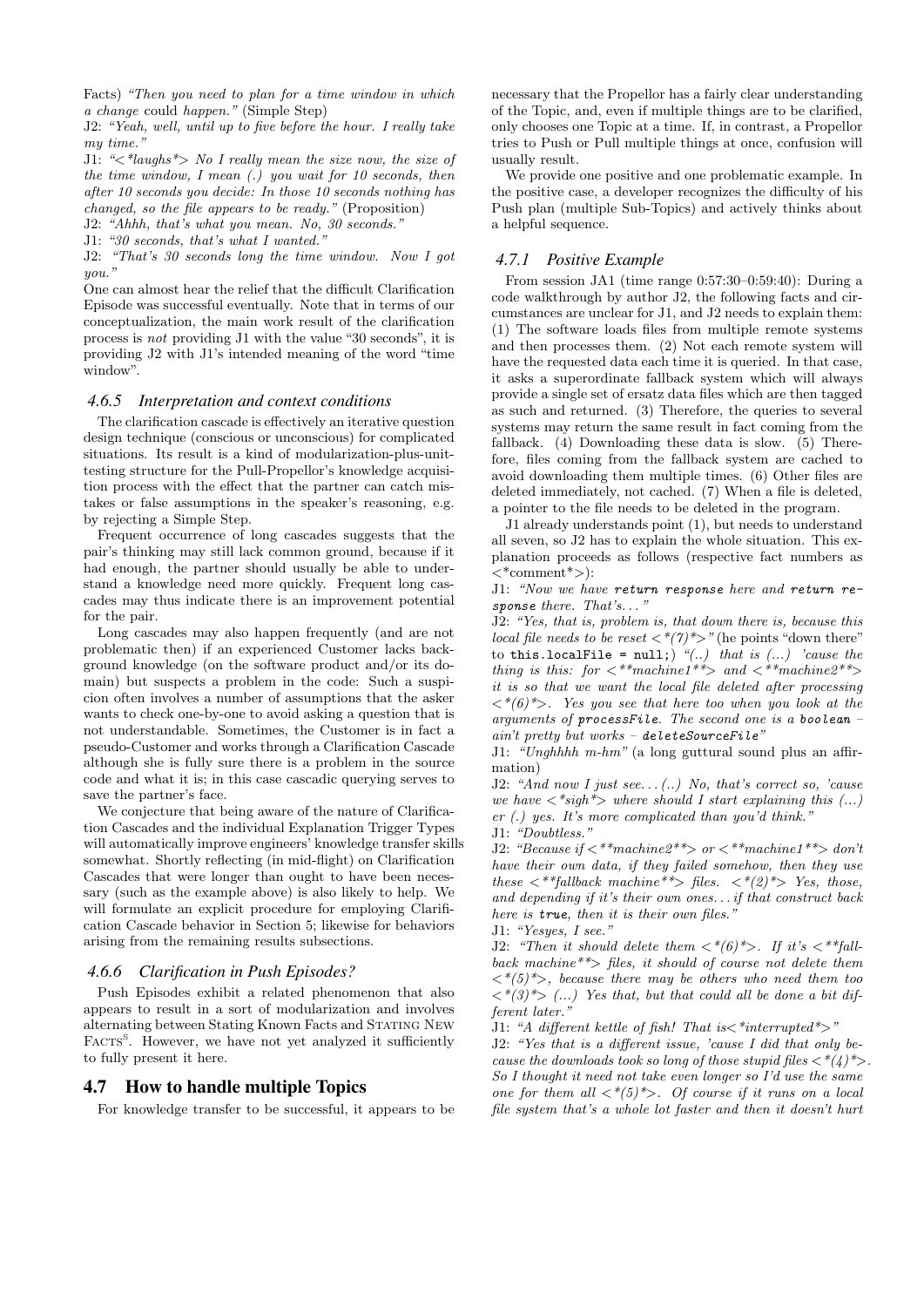Facts) *"Then you need to plan for a time window in which a change could happen."* (Simple Step)

J2: *"Yeah, well, until up to five before the hour. I really take my time."*

J1: *"<\*laughs\*> No I really mean the size now, the size of the time window, I mean (.) you wait for 10 seconds, then after 10 seconds you decide: In those 10 seconds nothing has changed, so the file appears to be ready."* (Proposition)

J2: *"Ahhh, that's what you mean. No, 30 seconds."*

J1: *"30 seconds, that's what I wanted."*

J2: *"That's 30 seconds long the time window. Now I got you."*

One can almost hear the relief that the difficult Clarification Episode was successful eventually. Note that in terms of our conceptualization, the main work result of the clarification process is *not* providing J1 with the value "30 seconds", it is providing J2 with J1's intended meaning of the word "time window".

### 4.6.5 Interpretation and context conditions

The clarification cascade is effectively an iterative question design technique (conscious or unconscious) for complicated situations. Its result is a kind of modularization-plus-unit-testing structure for the Pull-Propellor's knowledge acquisition process with the effect that the partner can catch mistakes or false assumptions in the speaker's reasoning, e.g. by rejecting a Simple Step.

Frequent occurrence of long cascades suggests that the pair's thinking may still lack common ground, because if it had enough, the partner should usually be able to understand a knowledge need more quickly. Frequent long cascades may thus indicate there is an improvement potential for the pair.

Long cascades may also happen frequently (and are not problematic then) if an experienced Customer lacks background knowledge (on the software product and/or its domain) but suspects a problem in the code: Such a suspicion often involves a number of assumptions that the asker wants to check one-by-one to avoid asking a question that is not understandable. Sometimes, the Customer is in fact a pseudo-Customer and works through a Clarification Cascade although she is fully sure there is a problem in the source code and what it is; in this case cascadic querying serves to save the partner's face.

We conjecture that being aware of the nature of Clarification Cascades and the individual Explanation Trigger Types will automatically improve engineers' knowledge transfer skills somewhat. Shortly reflecting (in mid-flight) on Clarification Cascades that were longer than ought to have been necessary (such as the example above) is also likely to help. We will formulate an explicit procedure for employing Clarification Cascade behavior in Section 5; likewise for behaviors arising from the remaining results subsections.

### 4.6.6 Clarification in Push Episodes?

Push Episodes exhibit a related phenomenon that also appears to result in a sort of modularization and involves alternating between Stating Known Facts and STATING NEW FACTS[S]. However, we have not yet analyzed it sufficiently to fully present it here.

## 4.7 How to handle multiple Topics

For knowledge transfer to be successful, it appears to be necessary that the Propellor has a fairly clear understanding of the Topic, and, even if multiple things are to be clarified, only chooses one Topic at a time. If, in contrast, a Propellor tries to Push or Pull multiple things at once, confusion will usually result.

We provide one positive and one problematic example. In the positive case, a developer recognizes the difficulty of his Push plan (multiple Sub-Topics) and actively thinks about a helpful sequence.

### 4.7.1 Positive Example

From session JA1 (time range 0:57:30–0:59:40): During a code walkthrough by author J2, the following facts and circumstances are unclear for J1, and J2 needs to explain them: (1) The software loads files from multiple remote systems and then processes them. (2) Not each remote system will have the requested data each time it is queried. In that case, it asks a superordinate fallback system which will always provide a single set of ersatz data files which are then tagged as such and returned. (3) Therefore, the queries to several systems may return the same result in fact coming from the fallback. (4) Downloading these data is slow. (5) Therefore, files coming from the fallback system are cached to avoid downloading them multiple times. (6) Other files are deleted immediately, not cached. (7) When a file is deleted, a pointer to the file needs to be deleted in the program.

J1 already understands point (1), but needs to understand all seven, so J2 has to explain the whole situation. This explanation proceeds as follows (respective fact numbers as <\*comment\*>):

J1: *"Now we have `return response` here and `return response` there. That's..."*

J2: *"Yes, that is, problem is, that down there is, because this local file needs to be reset <\*(7)\*>"* (he points "down there" to `this.localFile = null;`) *"(..) that is (...) 'cause the thing is this: for <\*\*machine1\*\*> and <\*\*machine2\*\*> it is so that we want the local file deleted after processing <\*(6)\*>. Yes you see that here too when you look at the arguments of `processFile`. The second one is a `boolean` – ain't pretty but works – `deleteSourceFile`"*

J1: *"Unghhhh m-hm"* (a long guttural sound plus an affirmation)

J2: *"And now I just see... (..) No, that's correct so, 'cause we have <\*sigh\*> where should I start explaining this (...) er (.) yes. It's more complicated than you'd think."*

J1: *"Doubtless."*

J2: *"Because if <\*\*machine2\*\*> or <\*\*machine1\*\*> don't have their own data, if they failed somehow, then they use these <\*\*fallback machine\*\*> files. <\*(2)\*> Yes, those, and depending if it's their own ones... if that construct back here is `true`, then it is their own files."*

J1: *"Yesyes, I see."*

J2: *"Then it should delete them <\*(6)\*>. If it's <\*\*fallback machine\*\*> files, it should of course not delete them <\*(5)\*>, because there may be others who need them too <\*(3)\*> (...) Yes that, but that could all be done a bit different later."*

J1: *"A different kettle of fish! That is<\*interrupted\*>"*

J2: *"Yes that is a different issue, 'cause I did that only because the downloads took so long of those stupid files <\*(4)\*>. So I thought it need not take even longer so I'd use the same one for them all <\*(5)\*>. Of course if it runs on a local file system that's a whole lot faster and then it doesn't hurt*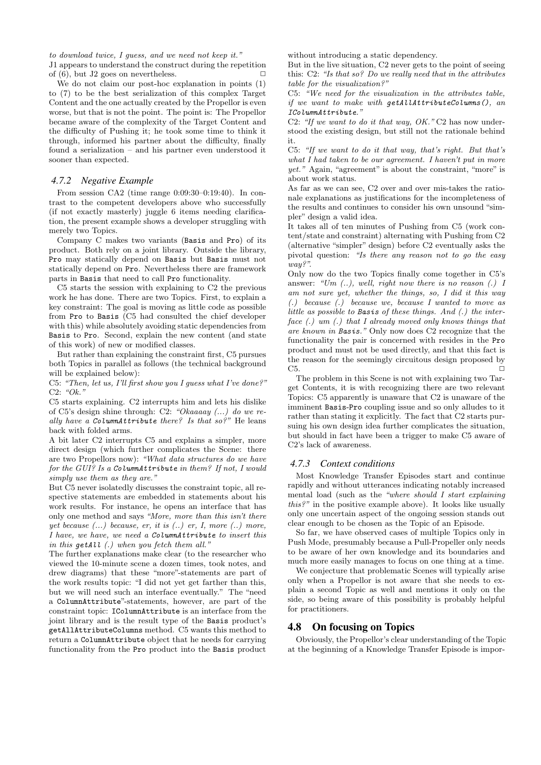*to download twice, I guess, and we need not keep it."*
J1 appears to understand the construct during the repetition of (6), but J2 goes on nevertheless. □

We do not claim our post-hoc explanation in points (1) to (7) to be the best serialization of this complex Target Content and the one actually created by the Propellor is even worse, but that is not the point. The point is: The Propellor became aware of the complexity of the Target Content and the difficulty of Pushing it; he took some time to think it through, informed his partner about the difficulty, finally found a serialization – and his partner even understood it sooner than expected.

### 4.7.2 Negative Example

From session CA2 (time range 0:09:30–0:19:40). In contrast to the competent developers above who successfully (if not exactly masterly) juggle 6 items needing clarification, the present example shows a developer struggling with merely two Topics.

Company C makes two variants (Basis and Pro) of its product. Both rely on a joint library. Outside the library, Pro may statically depend on Basis but Basis must not statically depend on Pro. Nevertheless there are framework parts in Basis that need to call Pro functionality.

C5 starts the session with explaining to C2 the previous work he has done. There are two Topics. First, to explain a key constraint: The goal is moving as little code as possible from Pro to Basis (C5 had consulted the chief developer with this) while absolutely avoiding static dependencies from Basis to Pro. Second, explain the new content (and state of this work) of new or modified classes.

But rather than explaining the constraint first, C5 pursues both Topics in parallel as follows (the technical background will be explained below):

C5: *"Then, let us, I'll first show you I guess what I've done?"*
C2: *"Ok."*

C5 starts explaining. C2 interrupts him and lets his dislike of C5's design shine through: C2: *"Okaaaay (...) do we really have a ColumnAttribute there? Is that so?"* He leans back with folded arms.

A bit later C2 interrupts C5 and explains a simpler, more direct design (which further complicates the Scene: there are two Propellors now): *"What data structures do we have for the GUI? Is a ColumnAttribute in them? If not, I would simply use them as they are."*

But C5 never isolatedly discusses the constraint topic, all respective statements are embedded in statements about his work results. For instance, he opens an interface that has only one method and says *"More, more than this isn't there yet because (...) because, er, it is (..) er, I, more (..) more, I have, we have, we need a ColumnAttribute to insert this in this getAll (.) when you fetch them all."*

The further explanations make clear (to the researcher who viewed the 10-minute scene a dozen times, took notes, and drew diagrams) that these "more"-statements are part of the work results topic: "I did not yet get farther than this, but we will need such an interface eventually." The "need a ColumnAttribute"-statements, however, are part of the constraint topic: IColumnAttribute is an interface from the joint library and is the result type of the Basis product's getAllAttributeColumns method. C5 wants this method to return a ColumnAttribute object that he needs for carrying functionality from the Pro product into the Basis product without introducing a static dependency.

But in the live situation, C2 never gets to the point of seeing this: C2: *"Is that so? Do we really need that in the attributes table for the visualization?"*

C5: *"We need for the visualization in the attributes table, if we want to make with getAllAttributeColumns(), an IColumnAttribute."*

C2: *"If we want to do it that way, OK."* C2 has now understood the existing design, but still not the rationale behind it.

C5: *"If we want to do it that way, that's right. But that's what I had taken to be our agreement. I haven't put in more yet."* Again, "agreement" is about the constraint, "more" is about work status.

As far as we can see, C2 over and over mis-takes the rationale explanations as justifications for the incompleteness of the results and continues to consider his own unsound "simpler" design a valid idea.

It takes all of ten minutes of Pushing from C5 (work content/state and constraint) alternating with Pushing from C2 (alternative "simpler" design) before C2 eventually asks the pivotal question: *"Is there any reason not to go the easy way?"*.

Only now do the two Topics finally come together in C5's answer: *"Um (..), well, right now there is no reason (.) I am not sure yet, whether the things, so, I did it this way (.) because (.) because we, because I wanted to move as little as possible to Basis of these things. And (.) the interface (.) um (.) that I already moved only knows things that are known in Basis."* Only now does C2 recognize that the functionality the pair is concerned with resides in the Pro product and must not be used directly, and that this fact is the reason for the seemingly circuitous design proposed by C5. □

The problem in this Scene is not with explaining two Target Contents, it is with recognizing there are two relevant Topics: C5 apparently is unaware that C2 is unaware of the imminent Basis-Pro coupling issue and so only alludes to it rather than stating it explicitly. The fact that C2 starts pursuing his own design idea further complicates the situation, but should in fact have been a trigger to make C5 aware of C2's lack of awareness.

### 4.7.3 Context conditions

Most Knowledge Transfer Episodes start and continue rapidly and without utterances indicating notably increased mental load (such as the *"where should I start explaining this?"* in the positive example above). It looks like usually only one uncertain aspect of the ongoing session stands out clear enough to be chosen as the Topic of an Episode.

So far, we have observed cases of multiple Topics only in Push Mode, presumably because a Pull-Propeller only needs to be aware of her own knowledge and its boundaries and much more easily manages to focus on one thing at a time.

We conjecture that problematic Scenes will typically arise only when a Propellor is not aware that she needs to explain a second Topic as well and mentions it only on the side, so being aware of this possibility is probably helpful for practitioners.

## 4.8 On focusing on Topics

Obviously, the Propellor's clear understanding of the Topic at the beginning of a Knowledge Transfer Episode is impor-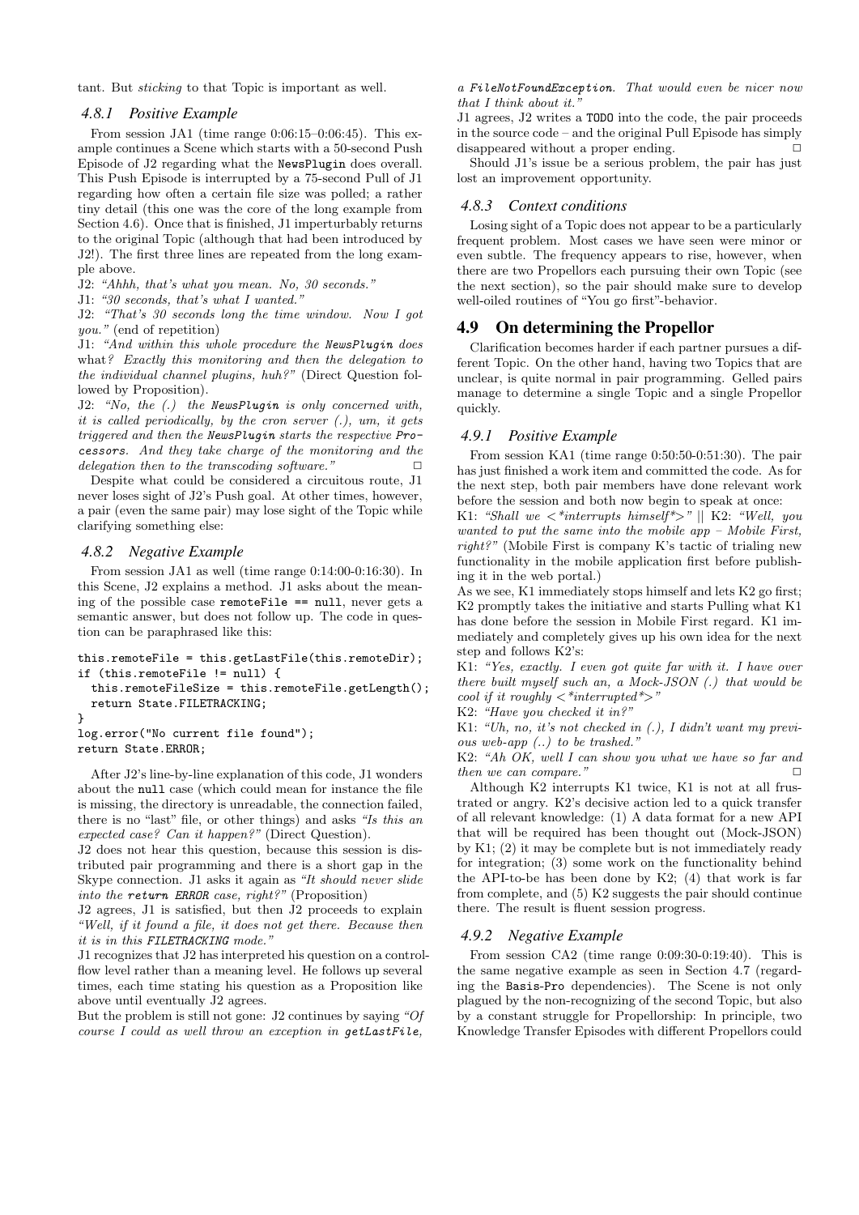tant. But *sticking* to that Topic is important as well.

### 4.8.1 Positive Example

From session JA1 (time range 0:06:15–0:06:45). This example continues a Scene which starts with a 50-second Push Episode of J2 regarding what the `NewsPlugin` does overall. This Push Episode is interrupted by a 75-second Pull of J1 regarding how often a certain file size was polled; a rather tiny detail (this one was the core of the long example from Section 4.6). Once that is finished, J1 imperturbably returns to the original Topic (although that had been introduced by J2!). The first three lines are repeated from the long example above.

J2: *"Ahhh, that's what you mean. No, 30 seconds."*

J1: *"30 seconds, that's what I wanted."*

J2: *"That's 30 seconds long the time window. Now I got you."* (end of repetition)

J1: *"And within this whole procedure the NewsPlugin does* what*? Exactly this monitoring and then the delegation to the individual channel plugins, huh?"* (Direct Question followed by Proposition).

J2: *"No, the (.) the NewsPlugin is only concerned with, it is called periodically, by the cron server (.), um, it gets triggered and then the NewsPlugin starts the respective Processors. And they take charge of the monitoring and the delegation then to the transcoding software."* □

Despite what could be considered a circuitous route, J1 never loses sight of J2's Push goal. At other times, however, a pair (even the same pair) may lose sight of the Topic while clarifying something else:

### 4.8.2 Negative Example

From session JA1 as well (time range 0:14:00-0:16:30). In this Scene, J2 explains a method. J1 asks about the meaning of the possible case `remoteFile == null`, never gets a semantic answer, but does not follow up. The code in question can be paraphrased like this:

```
this.remoteFile = this.getLastFile(this.remoteDir);
if (this.remoteFile != null) {
  this.remoteFileSize = this.remoteFile.getLength();
  return State.FILETRACKING;
}
log.error("No current file found");
return State.ERROR;
```

After J2's line-by-line explanation of this code, J1 wonders about the `null` case (which could mean for instance the file is missing, the directory is unreadable, the connection failed, there is no "last" file, or other things) and asks *"Is this an expected case? Can it happen?"* (Direct Question).

J2 does not hear this question, because this session is distributed pair programming and there is a short gap in the Skype connection. J1 asks it again as *"It should never slide into the return ERROR case, right?"* (Proposition)

J2 agrees, J1 is satisfied, but then J2 proceeds to explain *"Well, if it found a file, it does not get there. Because then it is in this FILETRACKING mode."*

J1 recognizes that J2 has interpreted his question on a control-flow level rather than a meaning level. He follows up several times, each time stating his question as a Proposition like above until eventually J2 agrees.

But the problem is still not gone: J2 continues by saying *"Of course I could as well throw an exception in getLastFile, a FileNotFoundException. That would even be nicer now that I think about it."*

J1 agrees, J2 writes a `TODO` into the code, the pair proceeds in the source code – and the original Pull Episode has simply disappeared without a proper ending. □

Should J1's issue be a serious problem, the pair has just lost an improvement opportunity.

### 4.8.3 Context conditions

Losing sight of a Topic does not appear to be a particularly frequent problem. Most cases we have seen were minor or even subtle. The frequency appears to rise, however, when there are two Propellors each pursuing their own Topic (see the next section), so the pair should make sure to develop well-oiled routines of "You go first"-behavior.

## 4.9 On determining the Propellor

Clarification becomes harder if each partner pursues a different Topic. On the other hand, having two Topics that are unclear, is quite normal in pair programming. Gelled pairs manage to determine a single Topic and a single Propellor quickly.

### 4.9.1 Positive Example

From session KA1 (time range 0:50:50-0:51:30). The pair has just finished a work item and committed the code. As for the next step, both pair members have done relevant work before the session and both now begin to speak at once:

K1: *"Shall we <\*interrupts himself\*>"* || K2: *"Well, you wanted to put the same into the mobile app – Mobile First, right?"* (Mobile First is company K's tactic of trialing new functionality in the mobile application first before publishing it in the web portal.)

As we see, K1 immediately stops himself and lets K2 go first; K2 promptly takes the initiative and starts Pulling what K1 has done before the session in Mobile First regard. K1 immediately and completely gives up his own idea for the next step and follows K2's:

K1: *"Yes, exactly. I even got quite far with it. I have over there built myself such an, a Mock-JSON (.) that would be cool if it roughly <\*interrupted\*>"*

K2: *"Have you checked it in?"*

K1: *"Uh, no, it's not checked in (.), I didn't want my previous web-app (..) to be trashed."*

K2: *"Ah OK, well I can show you what we have so far and then we can compare."* □

Although K2 interrupts K1 twice, K1 is not at all frustrated or angry. K2's decisive action led to a quick transfer of all relevant knowledge: (1) A data format for a new API that will be required has been thought out (Mock-JSON) by K1; (2) it may be complete but is not immediately ready for integration; (3) some work on the functionality behind the API-to-be has been done by K2; (4) that work is far from complete, and (5) K2 suggests the pair should continue there. The result is fluent session progress.

### 4.9.2 Negative Example

From session CA2 (time range 0:09:30-0:19:40). This is the same negative example as seen in Section 4.7 (regarding the `Basis-Pro` dependencies). The Scene is not only plagued by the non-recognizing of the second Topic, but also by a constant struggle for Propellorship: In principle, two Knowledge Transfer Episodes with different Propellors could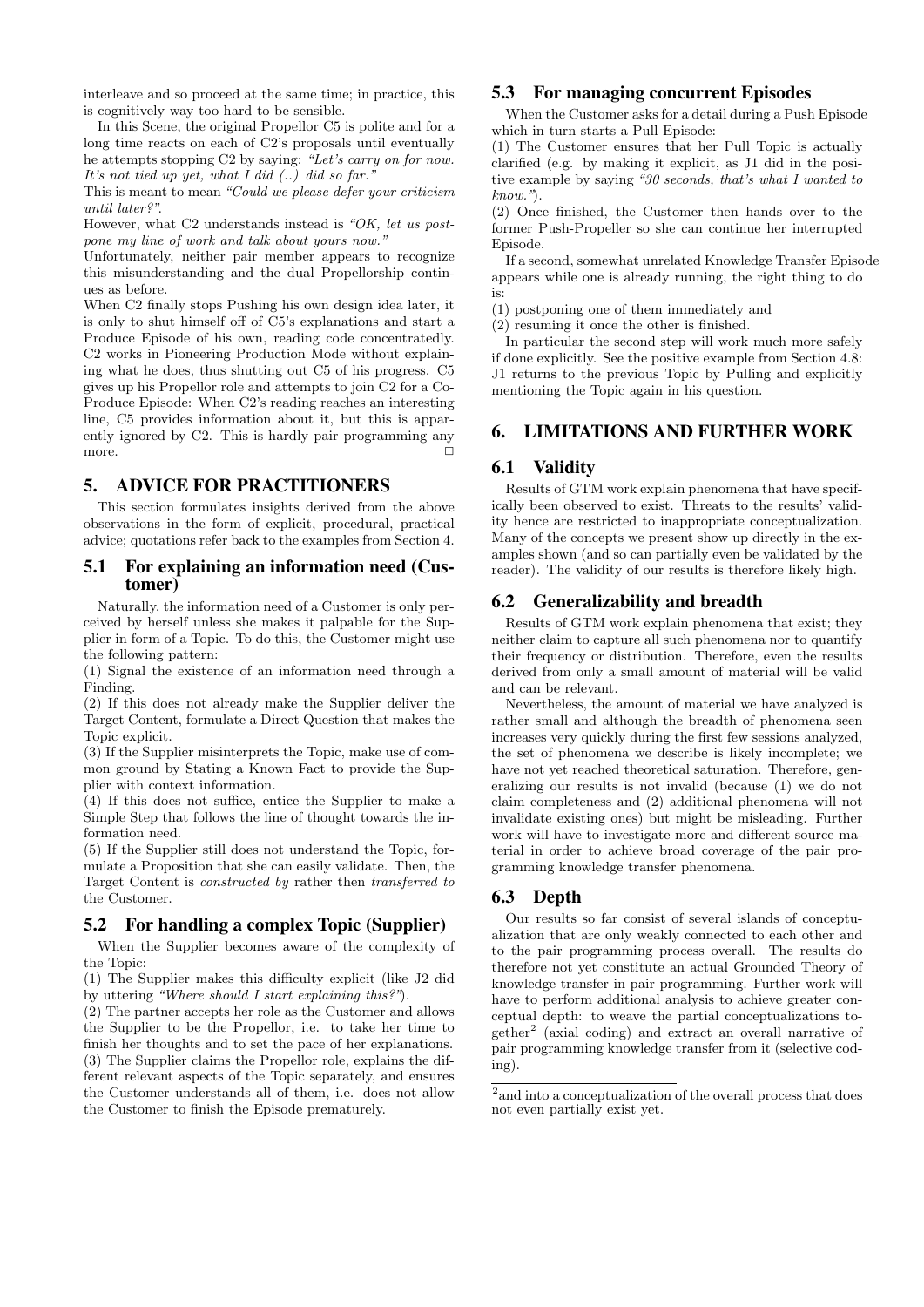interleave and so proceed at the same time; in practice, this is cognitively way too hard to be sensible.

In this Scene, the original Propellor C5 is polite and for a long time reacts on each of C2's proposals until eventually he attempts stopping C2 by saying: *"Let's carry on for now. It's not tied up yet, what I did (..) did so far."*

This is meant to mean *"Could we please defer your criticism until later?"*.

However, what C2 understands instead is *"OK, let us postpone my line of work and talk about yours now."*

Unfortunately, neither pair member appears to recognize this misunderstanding and the dual Propellorship continues as before.

When C2 finally stops Pushing his own design idea later, it is only to shut himself off of C5's explanations and start a Produce Episode of his own, reading code concentratedly. C2 works in Pioneering Production Mode without explaining what he does, thus shutting out C5 of his progress. C5 gives up his Propellor role and attempts to join C2 for a Co-Produce Episode: When C2's reading reaches an interesting line, C5 provides information about it, but this is apparently ignored by C2. This is hardly pair programming any more. □

# 5. ADVICE FOR PRACTITIONERS

This section formulates insights derived from the above observations in the form of explicit, procedural, practical advice; quotations refer back to the examples from Section 4.

## 5.1 For explaining an information need (Customer)

Naturally, the information need of a Customer is only perceived by herself unless she makes it palpable for the Supplier in form of a Topic. To do this, the Customer might use the following pattern:

(1) Signal the existence of an information need through a Finding.

(2) If this does not already make the Supplier deliver the Target Content, formulate a Direct Question that makes the Topic explicit.

(3) If the Supplier misinterprets the Topic, make use of common ground by Stating a Known Fact to provide the Supplier with context information.

(4) If this does not suffice, entice the Supplier to make a Simple Step that follows the line of thought towards the information need.

(5) If the Supplier still does not understand the Topic, formulate a Proposition that she can easily validate. Then, the Target Content is *constructed by* rather then *transferred to* the Customer.

## 5.2 For handling a complex Topic (Supplier)

When the Supplier becomes aware of the complexity of the Topic:

(1) The Supplier makes this difficulty explicit (like J2 did by uttering *"Where should I start explaining this?"*).

(2) The partner accepts her role as the Customer and allows the Supplier to be the Propellor, i.e. to take her time to finish her thoughts and to set the pace of her explanations.

(3) The Supplier claims the Propellor role, explains the different relevant aspects of the Topic separately, and ensures the Customer understands all of them, i.e. does not allow the Customer to finish the Episode prematurely.

## 5.3 For managing concurrent Episodes

When the Customer asks for a detail during a Push Episode which in turn starts a Pull Episode:

(1) The Customer ensures that her Pull Topic is actually clarified (e.g. by making it explicit, as J1 did in the positive example by saying *"30 seconds, that's what I wanted to know."*).

(2) Once finished, the Customer then hands over to the former Push-Propeller so she can continue her interrupted Episode.

If a second, somewhat unrelated Knowledge Transfer Episode appears while one is already running, the right thing to do is:

(1) postponing one of them immediately and

(2) resuming it once the other is finished.

In particular the second step will work much more safely if done explicitly. See the positive example from Section 4.8: J1 returns to the previous Topic by Pulling and explicitly mentioning the Topic again in his question.

# 6. LIMITATIONS AND FURTHER WORK

## 6.1 Validity

Results of GTM work explain phenomena that have specifically been observed to exist. Threats to the results' validity hence are restricted to inappropriate conceptualization. Many of the concepts we present show up directly in the examples shown (and so can partially even be validated by the reader). The validity of our results is therefore likely high.

## 6.2 Generalizability and breadth

Results of GTM work explain phenomena that exist; they neither claim to capture all such phenomena nor to quantify their frequency or distribution. Therefore, even the results derived from only a small amount of material will be valid and can be relevant.

Nevertheless, the amount of material we have analyzed is rather small and although the breadth of phenomena seen increases very quickly during the first few sessions analyzed, the set of phenomena we describe is likely incomplete; we have not yet reached theoretical saturation. Therefore, generalizing our results is not invalid (because (1) we do not claim completeness and (2) additional phenomena will not invalidate existing ones) but might be misleading. Further work will have to investigate more and different source material in order to achieve broad coverage of the pair programming knowledge transfer phenomena.

## 6.3 Depth

Our results so far consist of several islands of conceptualization that are only weakly connected to each other and to the pair programming process overall. The results do therefore not yet constitute an actual Grounded Theory of knowledge transfer in pair programming. Further work will have to perform additional analysis to achieve greater conceptual depth: to weave the partial conceptualizations together[2] (axial coding) and extract an overall narrative of pair programming knowledge transfer from it (selective coding).

[2]and into a conceptualization of the overall process that does not even partially exist yet.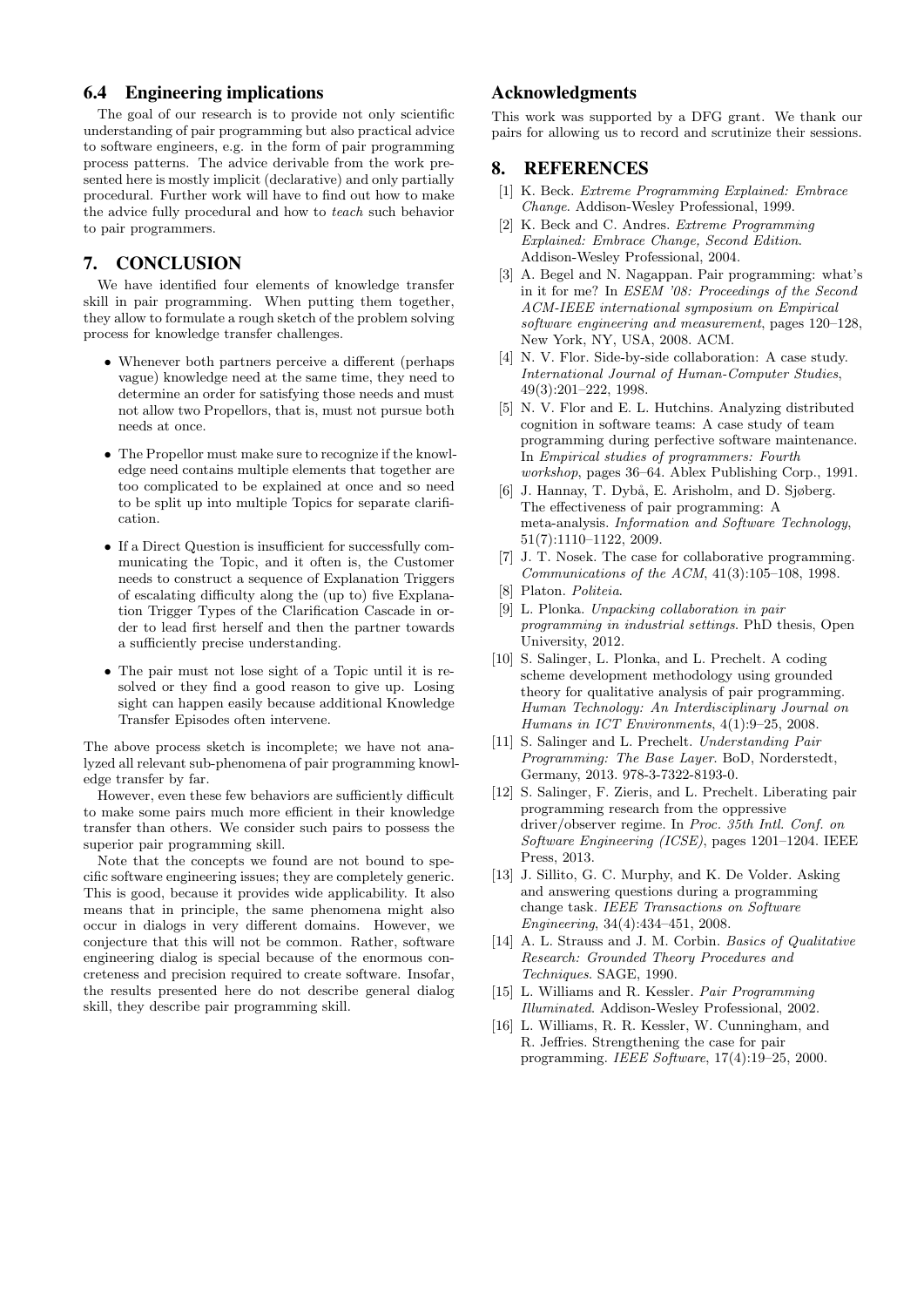### 6.4 Engineering implications

The goal of our research is to provide not only scientific understanding of pair programming but also practical advice to software engineers, e.g. in the form of pair programming process patterns. The advice derivable from the work presented here is mostly implicit (declarative) and only partially procedural. Further work will have to find out how to make the advice fully procedural and how to *teach* such behavior to pair programmers.

## 7. CONCLUSION

We have identified four elements of knowledge transfer skill in pair programming. When putting them together, they allow to formulate a rough sketch of the problem solving process for knowledge transfer challenges.

- Whenever both partners perceive a different (perhaps vague) knowledge need at the same time, they need to determine an order for satisfying those needs and must not allow two Propellors, that is, must not pursue both needs at once.
- The Propellor must make sure to recognize if the knowledge need contains multiple elements that together are too complicated to be explained at once and so need to be split up into multiple Topics for separate clarification.
- If a Direct Question is insufficient for successfully communicating the Topic, and it often is, the Customer needs to construct a sequence of Explanation Triggers of escalating difficulty along the (up to) five Explanation Trigger Types of the Clarification Cascade in order to lead first herself and then the partner towards a sufficiently precise understanding.
- The pair must not lose sight of a Topic until it is resolved or they find a good reason to give up. Losing sight can happen easily because additional Knowledge Transfer Episodes often intervene.

The above process sketch is incomplete; we have not analyzed all relevant sub-phenomena of pair programming knowledge transfer by far.

However, even these few behaviors are sufficiently difficult to make some pairs much more efficient in their knowledge transfer than others. We consider such pairs to possess the superior pair programming skill.

Note that the concepts we found are not bound to specific software engineering issues; they are completely generic. This is good, because it provides wide applicability. It also means that in principle, the same phenomena might also occur in dialogs in very different domains. However, we conjecture that this will not be common. Rather, software engineering dialog is special because of the enormous concreteness and precision required to create software. Insofar, the results presented here do not describe general dialog skill, they describe pair programming skill.

## Acknowledgments

This work was supported by a DFG grant. We thank our pairs for allowing us to record and scrutinize their sessions.

## 8. REFERENCES

[1] K. Beck. *Extreme Programming Explained: Embrace Change*. Addison-Wesley Professional, 1999.

[2] K. Beck and C. Andres. *Extreme Programming Explained: Embrace Change, Second Edition*. Addison-Wesley Professional, 2004.

[3] A. Begel and N. Nagappan. Pair programming: what's in it for me? In *ESEM '08: Proceedings of the Second ACM-IEEE international symposium on Empirical software engineering and measurement*, pages 120–128, New York, NY, USA, 2008. ACM.

[4] N. V. Flor. Side-by-side collaboration: A case study. *International Journal of Human-Computer Studies*, 49(3):201–222, 1998.

[5] N. V. Flor and E. L. Hutchins. Analyzing distributed cognition in software teams: A case study of team programming during perfective software maintenance. In *Empirical studies of programmers: Fourth workshop*, pages 36–64. Ablex Publishing Corp., 1991.

[6] J. Hannay, T. Dybå, E. Arisholm, and D. Sjøberg. The effectiveness of pair programming: A meta-analysis. *Information and Software Technology*, 51(7):1110–1122, 2009.

[7] J. T. Nosek. The case for collaborative programming. *Communications of the ACM*, 41(3):105–108, 1998.

[8] Platon. *Politeia*.

[9] L. Plonka. *Unpacking collaboration in pair programming in industrial settings*. PhD thesis, Open University, 2012.

[10] S. Salinger, L. Plonka, and L. Prechelt. A coding scheme development methodology using grounded theory for qualitative analysis of pair programming. *Human Technology: An Interdisciplinary Journal on Humans in ICT Environments*, 4(1):9–25, 2008.

[11] S. Salinger and L. Prechelt. *Understanding Pair Programming: The Base Layer*. BoD, Norderstedt, Germany, 2013. 978-3-7322-8193-0.

[12] S. Salinger, F. Zieris, and L. Prechelt. Liberating pair programming research from the oppressive driver/observer regime. In *Proc. 35th Intl. Conf. on Software Engineering (ICSE)*, pages 1201–1204. IEEE Press, 2013.

[13] J. Sillito, G. C. Murphy, and K. De Volder. Asking and answering questions during a programming change task. *IEEE Transactions on Software Engineering*, 34(4):434–451, 2008.

[14] A. L. Strauss and J. M. Corbin. *Basics of Qualitative Research: Grounded Theory Procedures and Techniques*. SAGE, 1990.

[15] L. Williams and R. Kessler. *Pair Programming Illuminated*. Addison-Wesley Professional, 2002.

[16] L. Williams, R. R. Kessler, W. Cunningham, and R. Jeffries. Strengthening the case for pair programming. *IEEE Software*, 17(4):19–25, 2000.